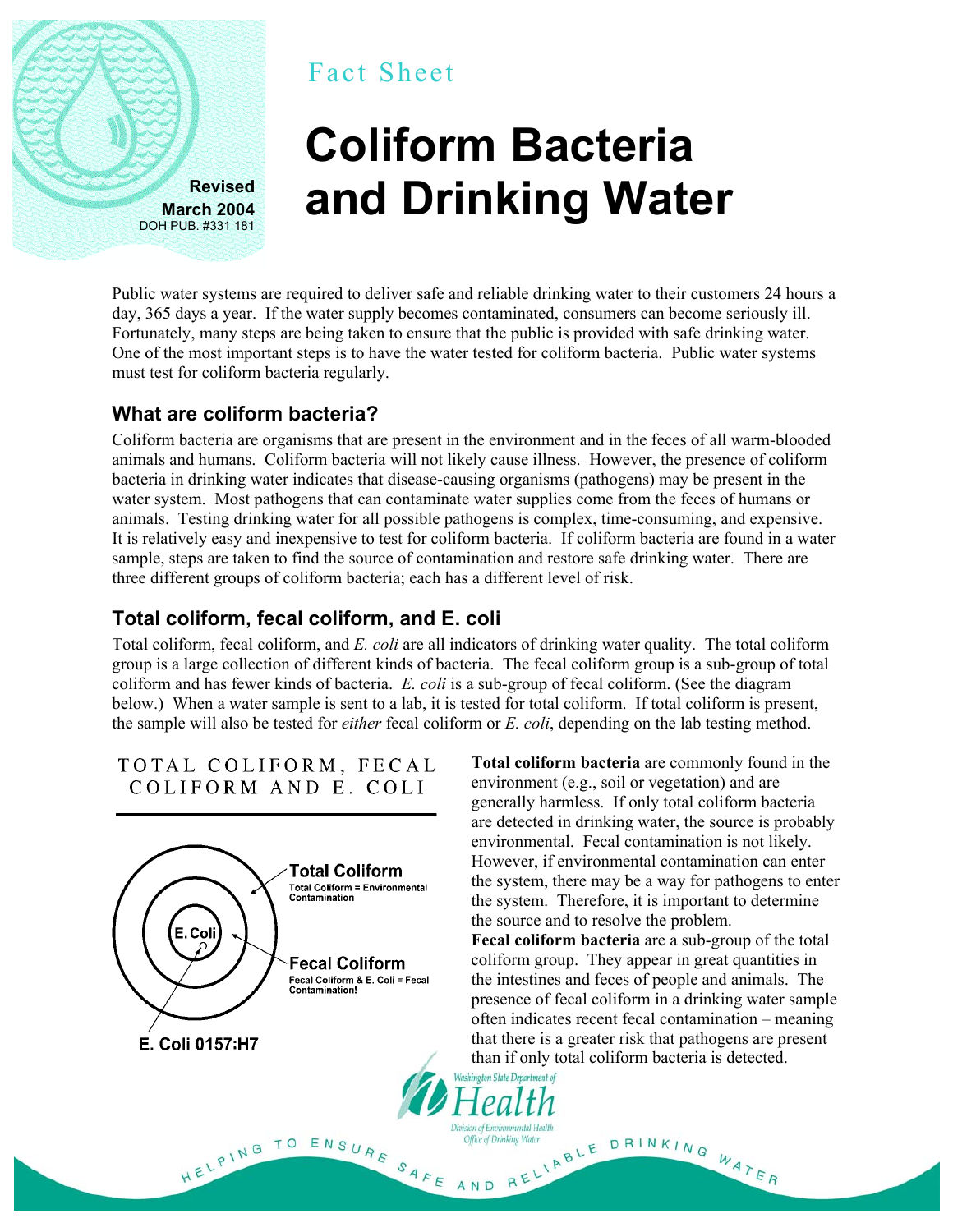Revised March 2004
DOH PUB. #331 181

Fact Sheet

# Coliform Bacteria and Drinking Water

Public water systems are required to deliver safe and reliable drinking water to their customers 24 hours a day, 365 days a year. If the water supply becomes contaminated, consumers can become seriously ill. Fortunately, many steps are being taken to ensure that the public is provided with safe drinking water. One of the most important steps is to have the water tested for coliform bacteria. Public water systems must test for coliform bacteria regularly.

## What are coliform bacteria?

Coliform bacteria are organisms that are present in the environment and in the feces of all warm-blooded animals and humans. Coliform bacteria will not likely cause illness. However, the presence of coliform bacteria in drinking water indicates that disease-causing organisms (pathogens) may be present in the water system. Most pathogens that can contaminate water supplies come from the feces of humans or animals. Testing drinking water for all possible pathogens is complex, time-consuming, and expensive. It is relatively easy and inexpensive to test for coliform bacteria. If coliform bacteria are found in a water sample, steps are taken to find the source of contamination and restore safe drinking water. There are three different groups of coliform bacteria; each has a different level of risk.

## Total coliform, fecal coliform, and E. coli

Total coliform, fecal coliform, and *E. coli* are all indicators of drinking water quality. The total coliform group is a large collection of different kinds of bacteria. The fecal coliform group is a sub-group of total coliform and has fewer kinds of bacteria. *E. coli* is a sub-group of fecal coliform. (See the diagram below.) When a water sample is sent to a lab, it is tested for total coliform. If total coliform is present, the sample will also be tested for *either* fecal coliform or *E. coli*, depending on the lab testing method.

TOTAL COLIFORM, FECAL COLIFORM AND E. COLI

**Total Coliform**
Total Coliform = Environmental Contamination

**Fecal Coliform**
Fecal Coliform & E. Coli = Fecal Contamination!

E. Coli

**E. Coli 0157:H7**

**Total coliform bacteria** are commonly found in the environment (e.g., soil or vegetation) and are generally harmless. If only total coliform bacteria are detected in drinking water, the source is probably environmental. Fecal contamination is not likely. However, if environmental contamination can enter the system, there may be a way for pathogens to enter the system. Therefore, it is important to determine the source and to resolve the problem.

**Fecal coliform bacteria** are a sub-group of the total coliform group. They appear in great quantities in the intestines and feces of people and animals. The presence of fecal coliform in a drinking water sample often indicates recent fecal contamination – meaning that there is a greater risk that pathogens are present than if only total coliform bacteria is detected.

Washington State Department of Health
Division of Environmental Health
Office of Drinking Water

HELPING TO ENSURE SAFE AND RELIABLE DRINKING WATER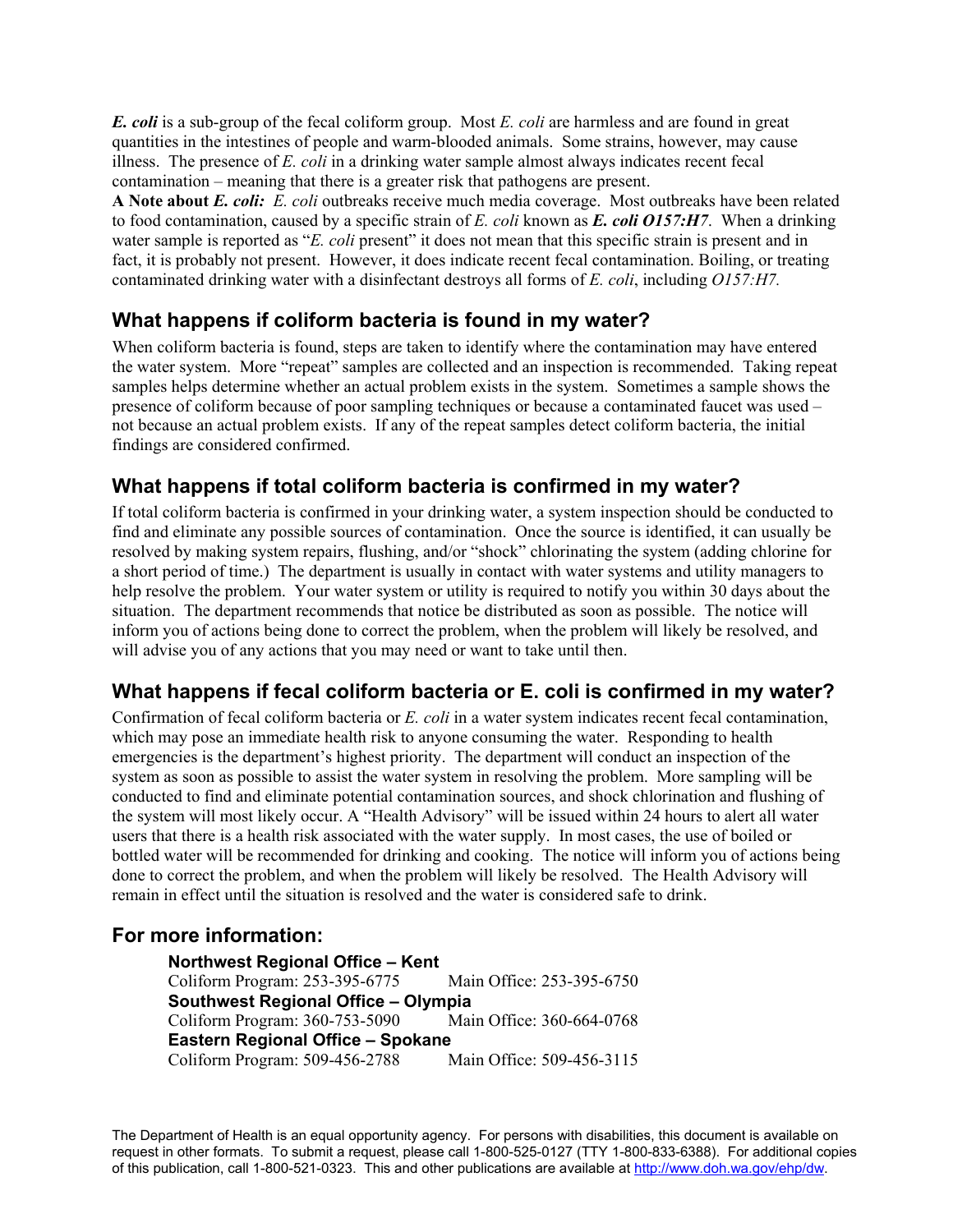***E. coli*** is a sub-group of the fecal coliform group. Most *E. coli* are harmless and are found in great quantities in the intestines of people and warm-blooded animals. Some strains, however, may cause illness. The presence of *E. coli* in a drinking water sample almost always indicates recent fecal contamination – meaning that there is a greater risk that pathogens are present.

**A Note about *E. coli:*** *E. coli* outbreaks receive much media coverage. Most outbreaks have been related to food contamination, caused by a specific strain of *E. coli* known as ***E. coli O157:H7***. When a drinking water sample is reported as "*E. coli* present" it does not mean that this specific strain is present and in fact, it is probably not present. However, it does indicate recent fecal contamination. Boiling, or treating contaminated drinking water with a disinfectant destroys all forms of *E. coli*, including *O157:H7.*

## What happens if coliform bacteria is found in my water?

When coliform bacteria is found, steps are taken to identify where the contamination may have entered the water system. More "repeat" samples are collected and an inspection is recommended. Taking repeat samples helps determine whether an actual problem exists in the system. Sometimes a sample shows the presence of coliform because of poor sampling techniques or because a contaminated faucet was used – not because an actual problem exists. If any of the repeat samples detect coliform bacteria, the initial findings are considered confirmed.

## What happens if total coliform bacteria is confirmed in my water?

If total coliform bacteria is confirmed in your drinking water, a system inspection should be conducted to find and eliminate any possible sources of contamination. Once the source is identified, it can usually be resolved by making system repairs, flushing, and/or "shock" chlorinating the system (adding chlorine for a short period of time.) The department is usually in contact with water systems and utility managers to help resolve the problem. Your water system or utility is required to notify you within 30 days about the situation. The department recommends that notice be distributed as soon as possible. The notice will inform you of actions being done to correct the problem, when the problem will likely be resolved, and will advise you of any actions that you may need or want to take until then.

## What happens if fecal coliform bacteria or E. coli is confirmed in my water?

Confirmation of fecal coliform bacteria or *E. coli* in a water system indicates recent fecal contamination, which may pose an immediate health risk to anyone consuming the water. Responding to health emergencies is the department's highest priority. The department will conduct an inspection of the system as soon as possible to assist the water system in resolving the problem. More sampling will be conducted to find and eliminate potential contamination sources, and shock chlorination and flushing of the system will most likely occur. A "Health Advisory" will be issued within 24 hours to alert all water users that there is a health risk associated with the water supply. In most cases, the use of boiled or bottled water will be recommended for drinking and cooking. The notice will inform you of actions being done to correct the problem, and when the problem will likely be resolved. The Health Advisory will remain in effect until the situation is resolved and the water is considered safe to drink.

## For more information:

**Northwest Regional Office – Kent**
Coliform Program: 253-395-6775 Main Office: 253-395-6750

**Southwest Regional Office – Olympia**
Coliform Program: 360-753-5090 Main Office: 360-664-0768

**Eastern Regional Office – Spokane**
Coliform Program: 509-456-2788 Main Office: 509-456-3115

The Department of Health is an equal opportunity agency. For persons with disabilities, this document is available on request in other formats. To submit a request, please call 1-800-525-0127 (TTY 1-800-833-6388). For additional copies of this publication, call 1-800-521-0323. This and other publications are available at http://www.doh.wa.gov/ehp/dw.